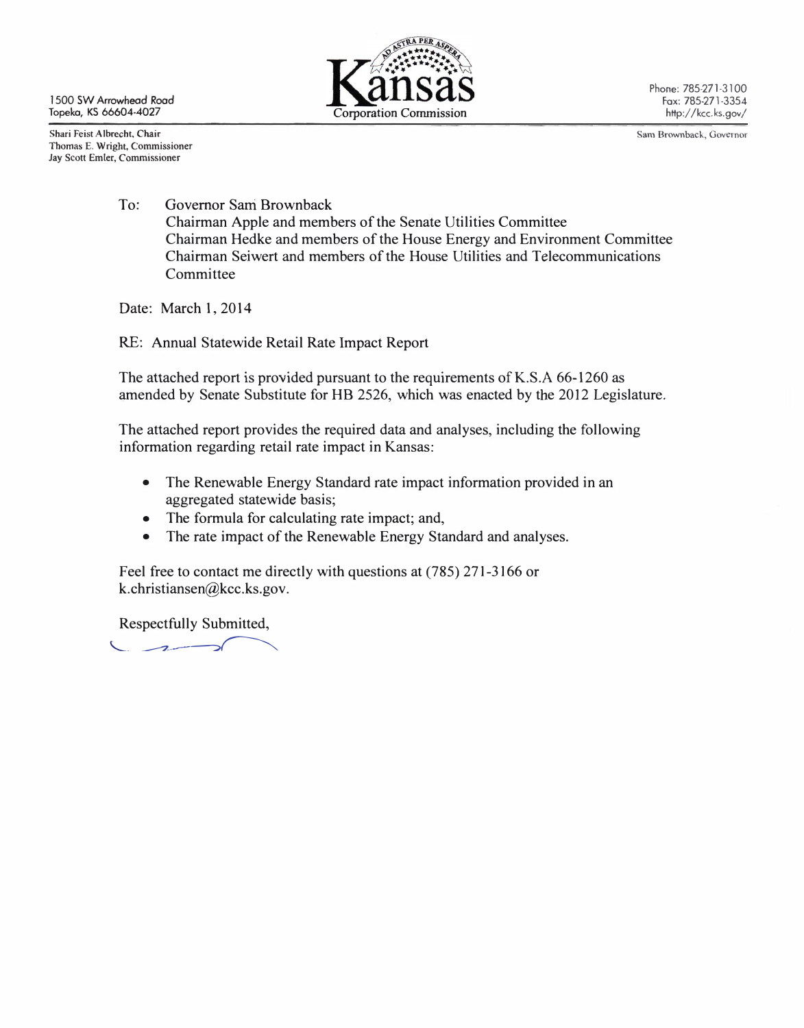1500 SW Arrowhead Road
Topeka, KS 66604-4027

**Kansas**
Corporation Commission

Phone: 785-271-3100
Fax: 785-271-3354
http://kcc.ks.gov/

Shari Feist Albrecht, Chair
Thomas E. Wright, Commissioner
Jay Scott Emler, Commissioner

Sam Brownback, Governor

To: Governor Sam Brownback
Chairman Apple and members of the Senate Utilities Committee
Chairman Hedke and members of the House Energy and Environment Committee
Chairman Seiwert and members of the House Utilities and Telecommunications Committee

Date: March 1, 2014

RE: Annual Statewide Retail Rate Impact Report

The attached report is provided pursuant to the requirements of K.S.A 66-1260 as amended by Senate Substitute for HB 2526, which was enacted by the 2012 Legislature.

The attached report provides the required data and analyses, including the following information regarding retail rate impact in Kansas:

- The Renewable Energy Standard rate impact information provided in an aggregated statewide basis;
- The formula for calculating rate impact; and,
- The rate impact of the Renewable Energy Standard and analyses.

Feel free to contact me directly with questions at (785) 271-3166 or k.christiansen@kcc.ks.gov.

Respectfully Submitted,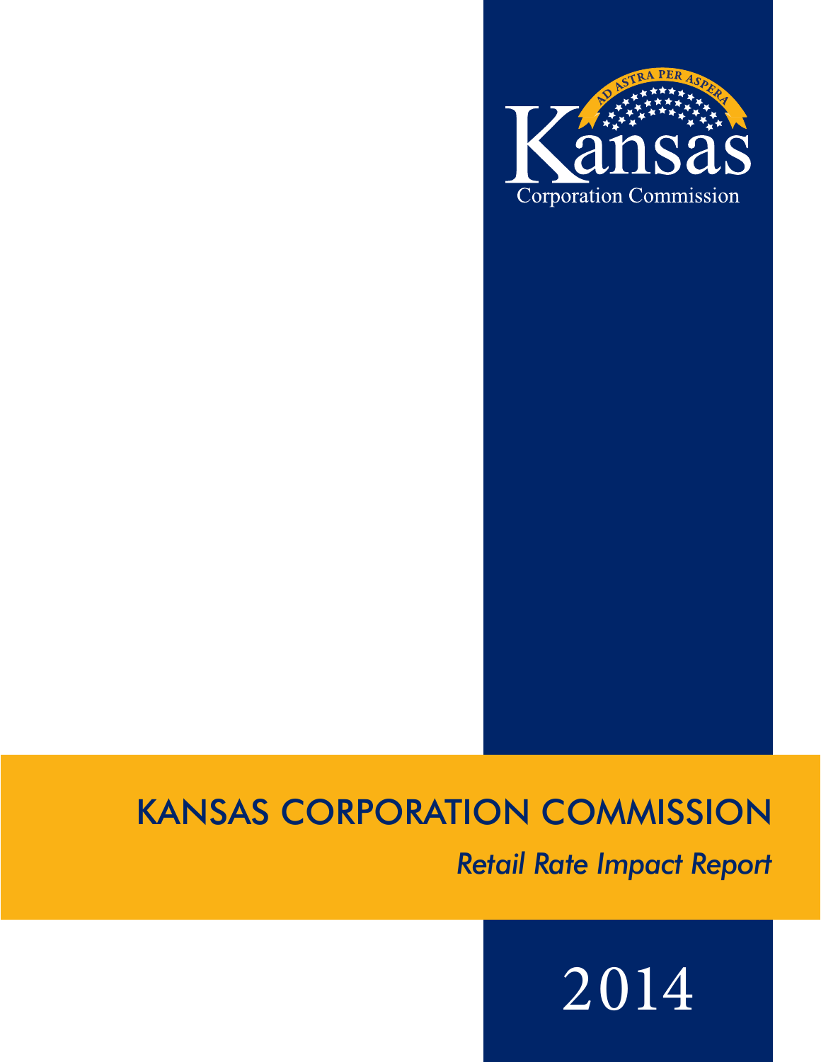Kansas

Corporation Commission

AD ASTRA PER ASPERA

# KANSAS CORPORATION COMMISSION

*Retail Rate Impact Report*

2014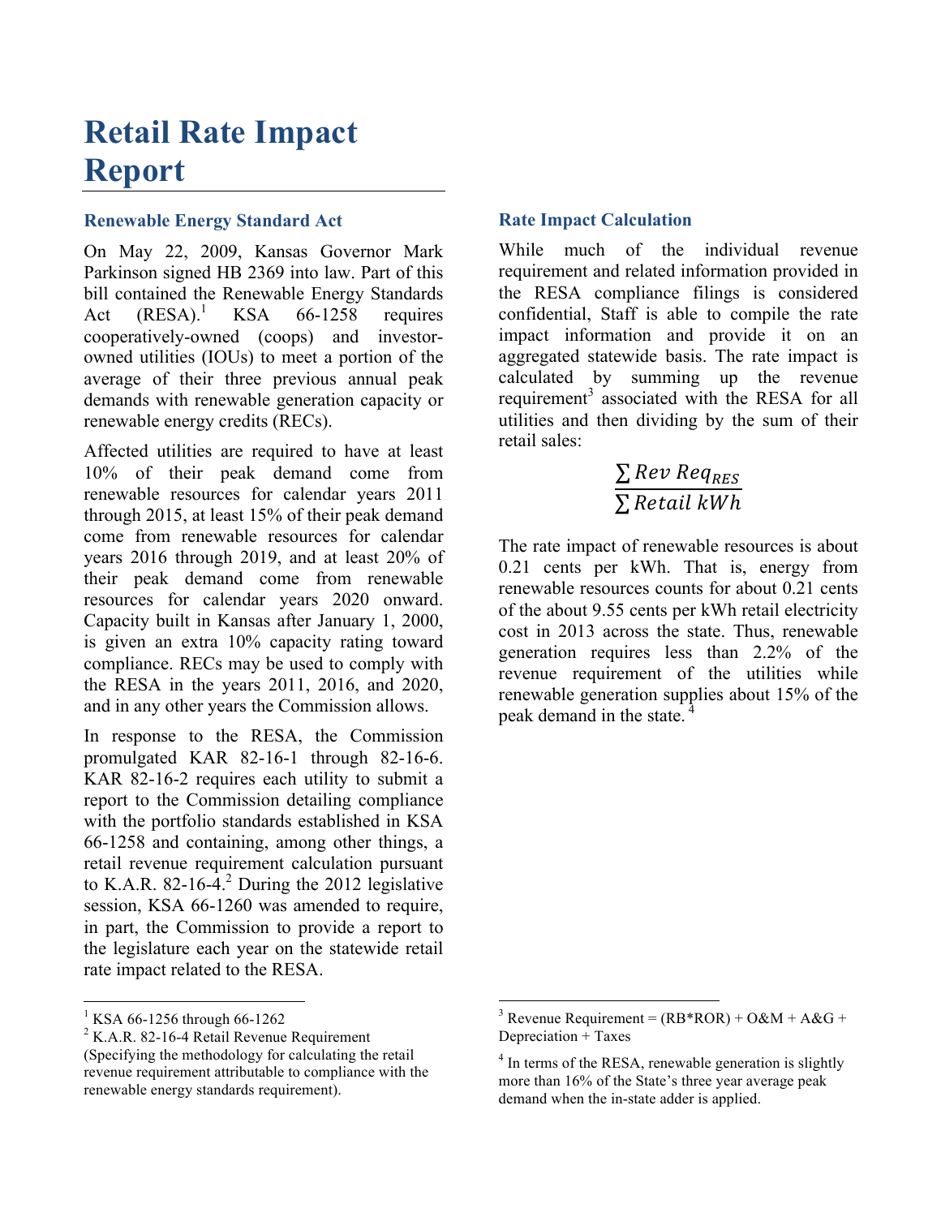# Retail Rate Impact Report

## Renewable Energy Standard Act

On May 22, 2009, Kansas Governor Mark Parkinson signed HB 2369 into law. Part of this bill contained the Renewable Energy Standards Act (RESA).[1] KSA 66-1258 requires cooperatively-owned (coops) and investor-owned utilities (IOUs) to meet a portion of the average of their three previous annual peak demands with renewable generation capacity or renewable energy credits (RECs).

Affected utilities are required to have at least 10% of their peak demand come from renewable resources for calendar years 2011 through 2015, at least 15% of their peak demand come from renewable resources for calendar years 2016 through 2019, and at least 20% of their peak demand come from renewable resources for calendar years 2020 onward. Capacity built in Kansas after January 1, 2000, is given an extra 10% capacity rating toward compliance. RECs may be used to comply with the RESA in the years 2011, 2016, and 2020, and in any other years the Commission allows.

In response to the RESA, the Commission promulgated KAR 82-16-1 through 82-16-6. KAR 82-16-2 requires each utility to submit a report to the Commission detailing compliance with the portfolio standards established in KSA 66-1258 and containing, among other things, a retail revenue requirement calculation pursuant to K.A.R. 82-16-4.[2] During the 2012 legislative session, KSA 66-1260 was amended to require, in part, the Commission to provide a report to the legislature each year on the statewide retail rate impact related to the RESA.

[1] KSA 66-1256 through 66-1262

[2] K.A.R. 82-16-4 Retail Revenue Requirement (Specifying the methodology for calculating the retail revenue requirement attributable to compliance with the renewable energy standards requirement).

## Rate Impact Calculation

While much of the individual revenue requirement and related information provided in the RESA compliance filings is considered confidential, Staff is able to compile the rate impact information and provide it on an aggregated statewide basis. The rate impact is calculated by summing up the revenue requirement[3] associated with the RESA for all utilities and then dividing by the sum of their retail sales:

$$\frac{\sum Rev\ Req_{RES}}{\sum Retail\ kWh}$$

The rate impact of renewable resources is about 0.21 cents per kWh. That is, energy from renewable resources counts for about 0.21 cents of the about 9.55 cents per kWh retail electricity cost in 2013 across the state. Thus, renewable generation requires less than 2.2% of the revenue requirement of the utilities while renewable generation supplies about 15% of the peak demand in the state.[4]

[3] Revenue Requirement = (RB*ROR) + O&M + A&G + Depreciation + Taxes

[4] In terms of the RESA, renewable generation is slightly more than 16% of the State's three year average peak demand when the in-state adder is applied.